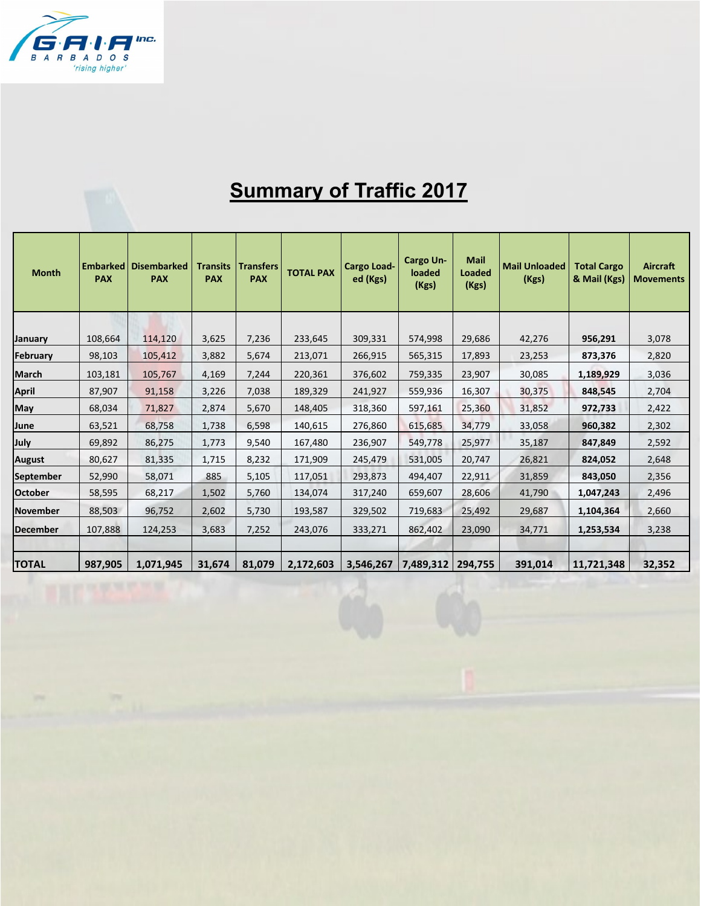GAIA Inc. BARBADOS 'rising higher'

# Summary of Traffic 2017

| Month | Embarked PAX | Disembarked PAX | Transits PAX | Transfers PAX | TOTAL PAX | Cargo Loaded (Kgs) | Cargo Unloaded (Kgs) | Mail Loaded (Kgs) | Mail Unloaded (Kgs) | Total Cargo & Mail (Kgs) | Aircraft Movements |
|---|---|---|---|---|---|---|---|---|---|---|---|
| January | 108,664 | 114,120 | 3,625 | 7,236 | 233,645 | 309,331 | 574,998 | 29,686 | 42,276 | **956,291** | 3,078 |
| February | 98,103 | 105,412 | 3,882 | 5,674 | 213,071 | 266,915 | 565,315 | 17,893 | 23,253 | **873,376** | 2,820 |
| March | 103,181 | 105,767 | 4,169 | 7,244 | 220,361 | 376,602 | 759,335 | 23,907 | 30,085 | **1,189,929** | 3,036 |
| April | 87,907 | 91,158 | 3,226 | 7,038 | 189,329 | 241,927 | 559,936 | 16,307 | 30,375 | **848,545** | 2,704 |
| May | 68,034 | 71,827 | 2,874 | 5,670 | 148,405 | 318,360 | 597,161 | 25,360 | 31,852 | **972,733** | 2,422 |
| June | 63,521 | 68,758 | 1,738 | 6,598 | 140,615 | 276,860 | 615,685 | 34,779 | 33,058 | **960,382** | 2,302 |
| July | 69,892 | 86,275 | 1,773 | 9,540 | 167,480 | 236,907 | 549,778 | 25,977 | 35,187 | **847,849** | 2,592 |
| August | 80,627 | 81,335 | 1,715 | 8,232 | 171,909 | 245,479 | 531,005 | 20,747 | 26,821 | **824,052** | 2,648 |
| September | 52,990 | 58,071 | 885 | 5,105 | 117,051 | 293,873 | 494,407 | 22,911 | 31,859 | **843,050** | 2,356 |
| October | 58,595 | 68,217 | 1,502 | 5,760 | 134,074 | 317,240 | 659,607 | 28,606 | 41,790 | **1,047,243** | 2,496 |
| November | 88,503 | 96,752 | 2,602 | 5,730 | 193,587 | 329,502 | 719,683 | 25,492 | 29,687 | **1,104,364** | 2,660 |
| December | 107,888 | 124,253 | 3,683 | 7,252 | 243,076 | 333,271 | 862,402 | 23,090 | 34,771 | **1,253,534** | 3,238 |
| | | | | | | | | | | | |
| **TOTAL** | **987,905** | **1,071,945** | **31,674** | **81,079** | **2,172,603** | **3,546,267** | **7,489,312** | **294,755** | **391,014** | **11,721,348** | **32,352** |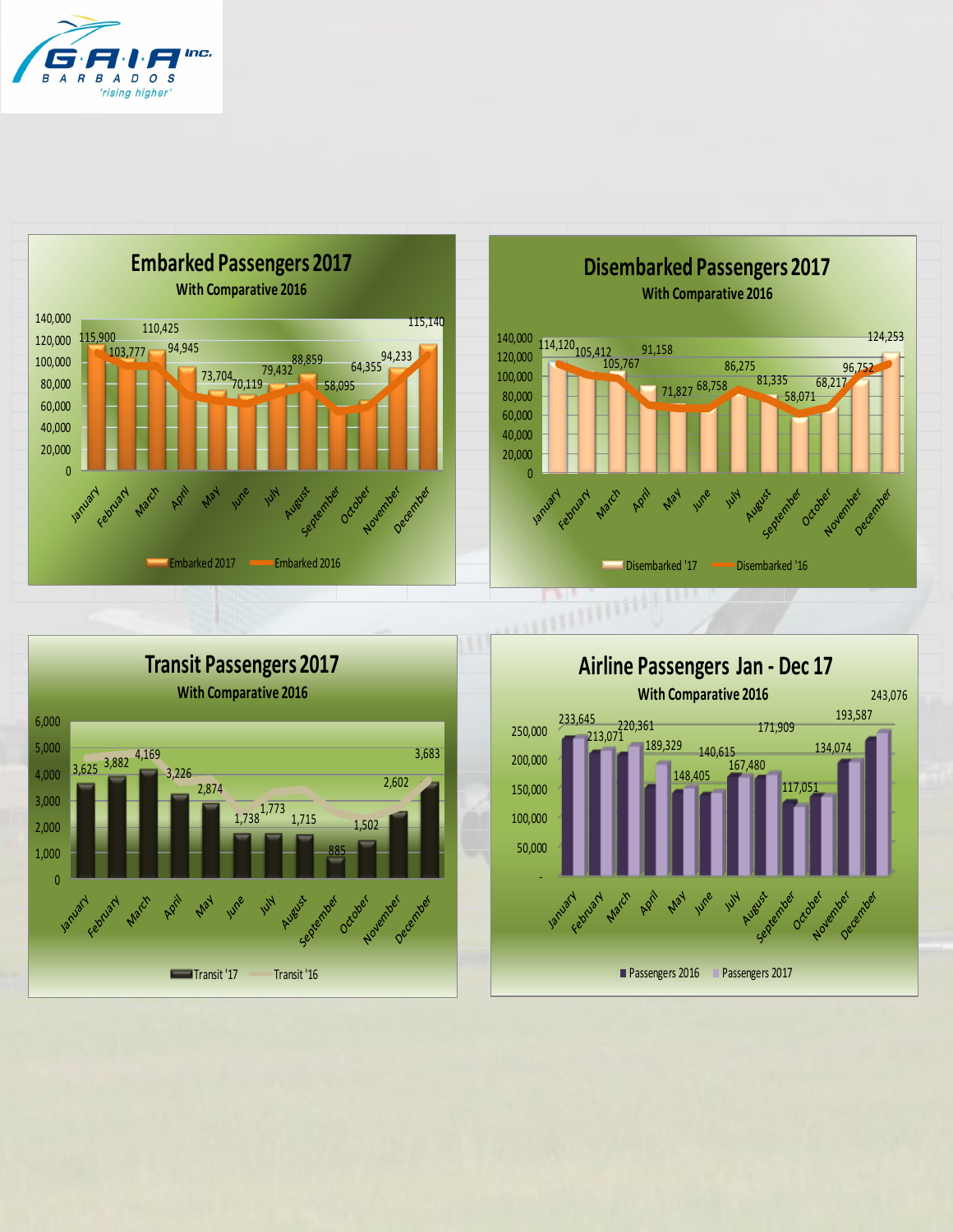## Embarked Passengers 2017

With Comparative 2016

| Month | Embarked 2017 |
|---|---|
| January | 115,900 |
| February | 103,777 |
| March | 110,425 |
| April | 94,945 |
| May | 73,704 |
| June | 70,119 |
| July | 79,432 |
| August | 88,859 |
| September | 58,095 |
| October | 64,355 |
| November | 94,233 |
| December | 115,140 |

Embarked 2017 — Embarked 2016

## Disembarked Passengers 2017

With Comparative 2016

| Month | Disembarked '17 |
|---|---|
| January | 114,120 |
| February | 105,412 |
| March | 105,767 |
| April | 91,158 |
| May | 71,827 |
| June | 68,758 |
| July | 86,275 |
| August | 81,335 |
| September | 58,071 |
| October | 68,217 |
| November | 96,752 |
| December | 124,253 |

Disembarked '17 — Disembarked '16

## Transit Passengers 2017

With Comparative 2016

| Month | Transit '17 |
|---|---|
| January | 3,625 |
| February | 3,882 |
| March | 4,169 |
| April | 3,226 |
| May | 2,874 |
| June | 1,738 |
| July | 1,773 |
| August | 1,715 |
| September | 885 |
| October | 1,502 |
| November | 2,602 |
| December | 3,683 |

Transit '17 — Transit '16

## Airline Passengers Jan - Dec 17

With Comparative 2016

| Month | Passengers 2017 |
|---|---|
| January | 233,645 |
| February | 213,071 |
| March | 220,361 |
| April | 189,329 |
| May | 148,405 |
| June | 140,615 |
| July | 167,480 |
| August | 171,909 |
| September | 117,051 |
| October | 134,074 |
| November | 193,587 |
| December | 243,076 |

Passengers 2016 — Passengers 2017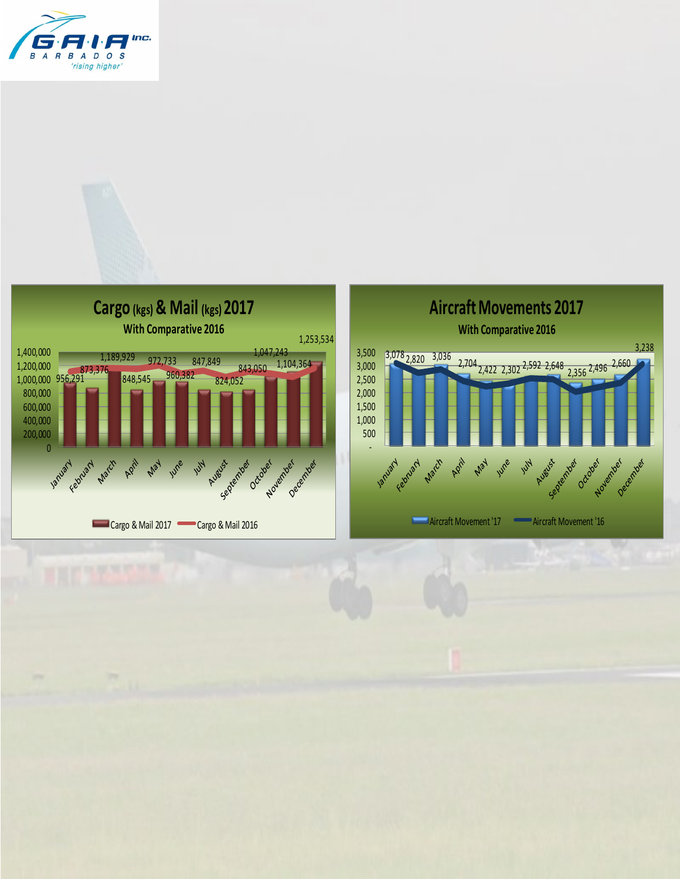GAIA inc. BARBADOS 'rising higher'

**Cargo (kgs) & Mail (kgs) 2017**
With Comparative 2016

1,400,000
1,200,000
1,000,000
800,000
600,000
400,000
200,000
0

956,291
873,376
1,189,929
848,545
972,733
960,382
847,849
824,052
843,050
1,047,243
1,104,364
1,253,534

January February March April May June July August September October November December

Cargo & Mail 2017 Cargo & Mail 2016

**Aircraft Movements 2017**
With Comparative 2016

3,500
3,000
2,500
2,000
1,500
1,000
500
-

3,078
2,820
3,036
2,704
2,422
2,302
2,592
2,648
2,356
2,496
2,660
3,238

January February March April May June July August September October November December

Aircraft Movement '17 Aircraft Movement '16